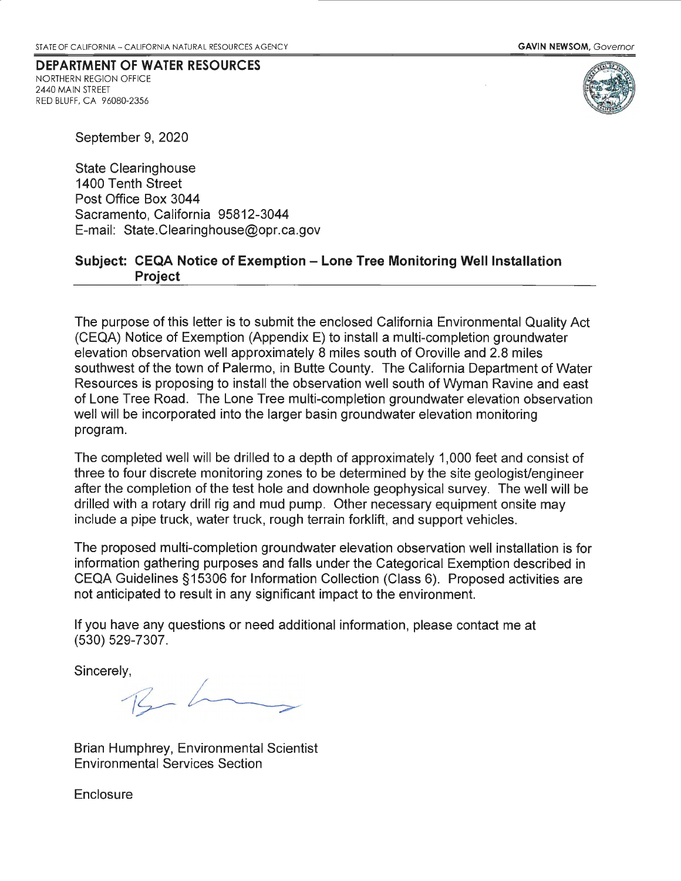STATE OF CALIFORNIA – CALIFORNIA NATURAL RESOURCES AGENCY

**GAVIN NEWSOM**, *Governor*

**DEPARTMENT OF WATER RESOURCES**
NORTHERN REGION OFFICE
2440 MAIN STREET
RED BLUFF, CA 96080-2356

September 9, 2020

State Clearinghouse
1400 Tenth Street
Post Office Box 3044
Sacramento, California 95812-3044
E-mail: State.Clearinghouse@opr.ca.gov

**Subject: CEQA Notice of Exemption – Lone Tree Monitoring Well Installation Project**

The purpose of this letter is to submit the enclosed California Environmental Quality Act (CEQA) Notice of Exemption (Appendix E) to install a multi-completion groundwater elevation observation well approximately 8 miles south of Oroville and 2.8 miles southwest of the town of Palermo, in Butte County. The California Department of Water Resources is proposing to install the observation well south of Wyman Ravine and east of Lone Tree Road. The Lone Tree multi-completion groundwater elevation observation well will be incorporated into the larger basin groundwater elevation monitoring program.

The completed well will be drilled to a depth of approximately 1,000 feet and consist of three to four discrete monitoring zones to be determined by the site geologist/engineer after the completion of the test hole and downhole geophysical survey. The well will be drilled with a rotary drill rig and mud pump. Other necessary equipment onsite may include a pipe truck, water truck, rough terrain forklift, and support vehicles.

The proposed multi-completion groundwater elevation observation well installation is for information gathering purposes and falls under the Categorical Exemption described in CEQA Guidelines §15306 for Information Collection (Class 6). Proposed activities are not anticipated to result in any significant impact to the environment.

If you have any questions or need additional information, please contact me at (530) 529-7307.

Sincerely,

Brian Humphrey, Environmental Scientist
Environmental Services Section

Enclosure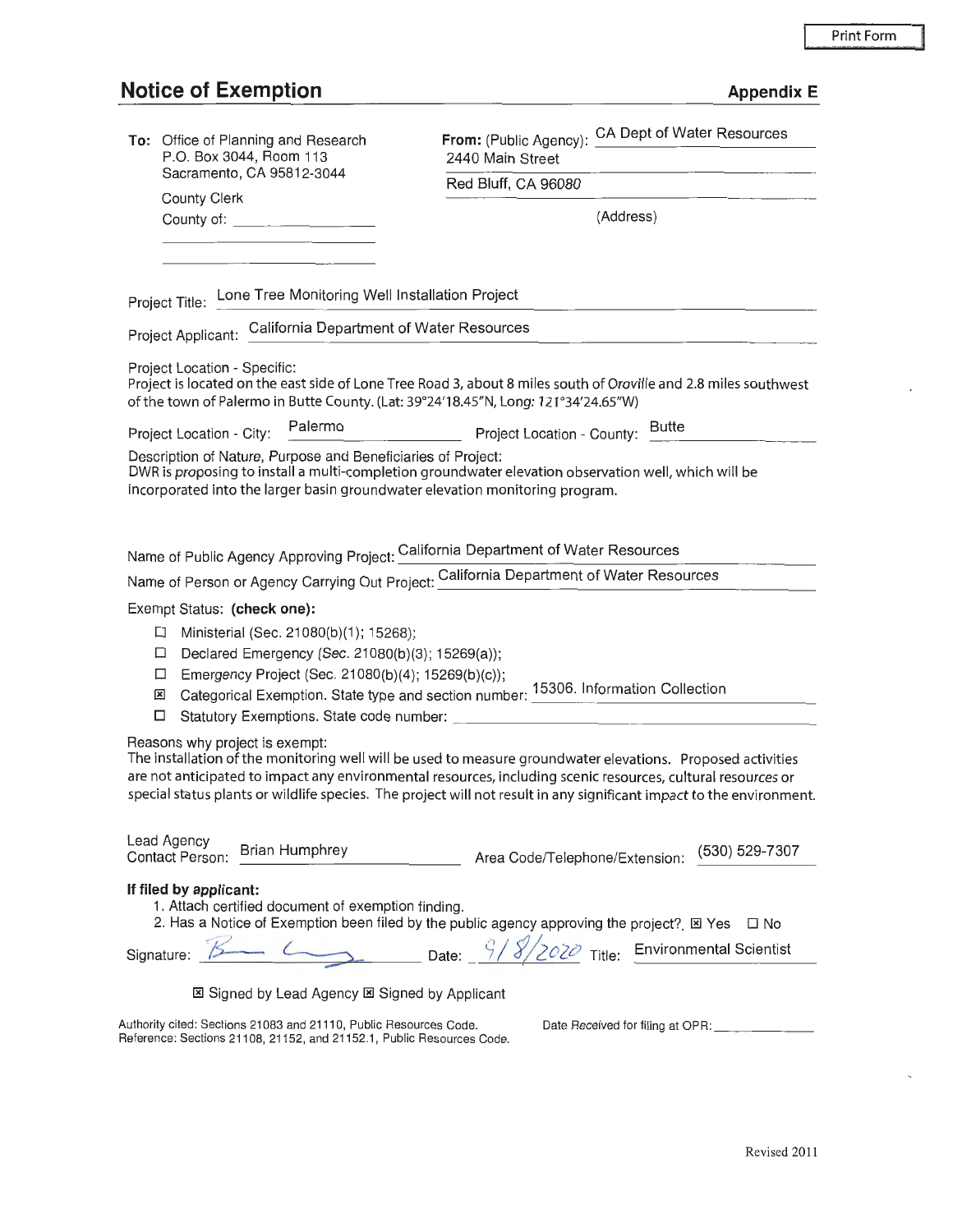Print Form

# Notice of Exemption

**Appendix E**

**To:** Office of Planning and Research
P.O. Box 3044, Room 113
Sacramento, CA 95812-3044

County Clerk
County of: ____________

**From:** (Public Agency): CA Dept of Water Resources
2440 Main Street
Red Bluff, CA 96080
(Address)

Project Title: Lone Tree Monitoring Well Installation Project

Project Applicant: California Department of Water Resources

Project Location - Specific:
Project is located on the east side of Lone Tree Road 3, about 8 miles south of Oroville and 2.8 miles southwest of the town of Palermo in Butte County. (Lat: 39°24'18.45"N, Long: 121°34'24.65"W)

Project Location - City: Palermo    Project Location - County: Butte

Description of Nature, Purpose and Beneficiaries of Project:
DWR is proposing to install a multi-completion groundwater elevation observation well, which will be incorporated into the larger basin groundwater elevation monitoring program.

Name of Public Agency Approving Project: California Department of Water Resources

Name of Person or Agency Carrying Out Project: California Department of Water Resources

Exempt Status: **(check one):**

- ☐ Ministerial (Sec. 21080(b)(1); 15268);
- ☐ Declared Emergency (Sec. 21080(b)(3); 15269(a));
- ☐ Emergency Project (Sec. 21080(b)(4); 15269(b)(c));
- ☒ Categorical Exemption. State type and section number: 15306. Information Collection
- ☐ Statutory Exemptions. State code number: ____________

Reasons why project is exempt:
The installation of the monitoring well will be used to measure groundwater elevations. Proposed activities are not anticipated to impact any environmental resources, including scenic resources, cultural resources or special status plants or wildlife species. The project will not result in any significant impact to the environment.

Lead Agency Contact Person: Brian Humphrey    Area Code/Telephone/Extension: (530) 529-7307

**If filed by applicant:**

1. Attach certified document of exemption finding.
2. Has a Notice of Exemption been filed by the public agency approving the project? ☒ Yes ☐ No

Signature: [signature]    Date: 9/8/2020    Title: Environmental Scientist

☒ Signed by Lead Agency ☒ Signed by Applicant

Authority cited: Sections 21083 and 21110, Public Resources Code.
Reference: Sections 21108, 21152, and 21152.1, Public Resources Code.

Date Received for filing at OPR: ____________

Revised 2011